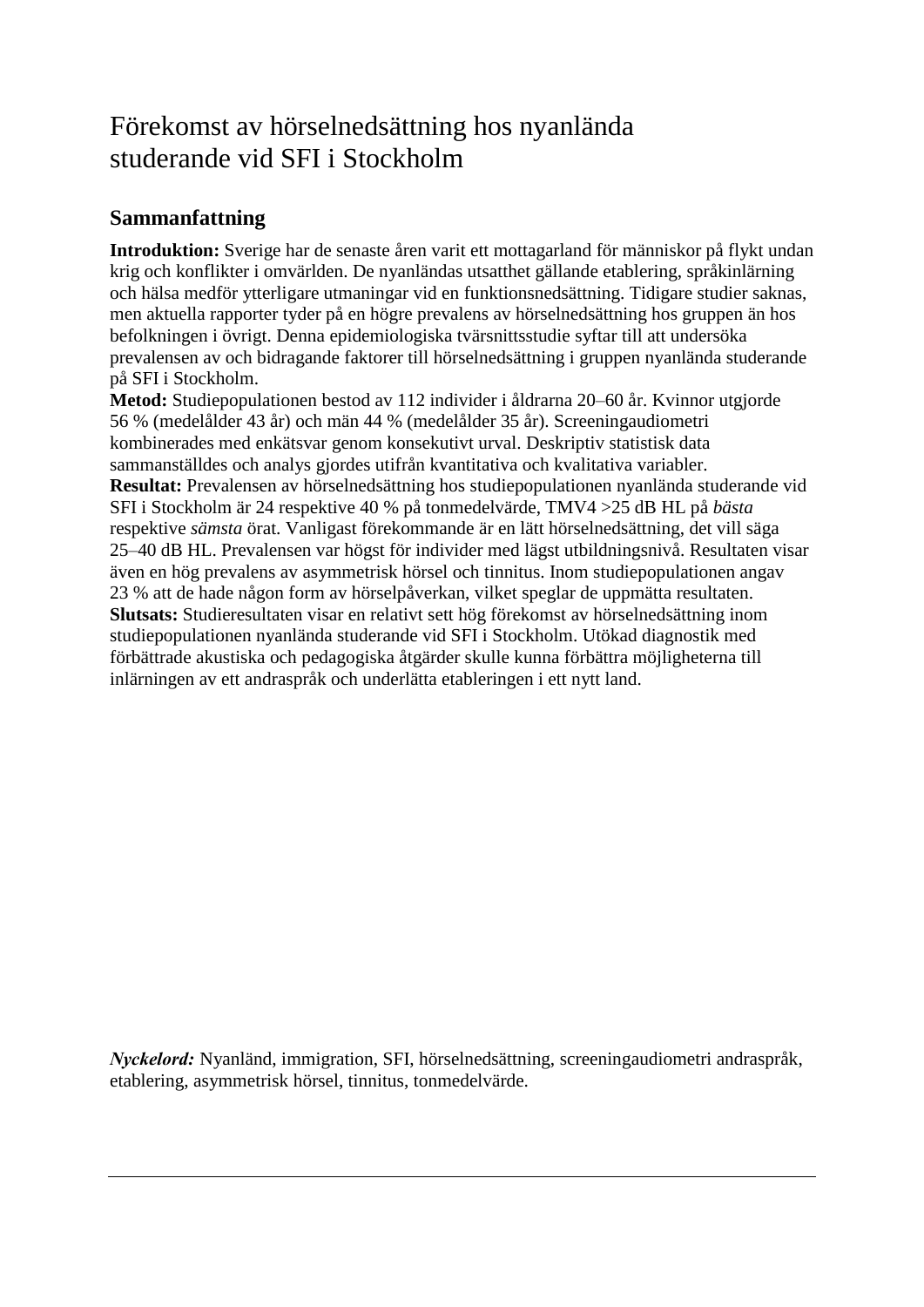# Förekomst av hörselnedsättning hos nyanlända studerande vid SFI i Stockholm

## Sammanfattning

**Introduktion:** Sverige har de senaste åren varit ett mottagarland för människor på flykt undan krig och konflikter i omvärlden. De nyanländas utsatthet gällande etablering, språkinlärning och hälsa medför ytterligare utmaningar vid en funktionsnedsättning. Tidigare studier saknas, men aktuella rapporter tyder på en högre prevalens av hörselnedsättning hos gruppen än hos befolkningen i övrigt. Denna epidemiologiska tvärsnittsstudie syftar till att undersöka prevalensen av och bidragande faktorer till hörselnedsättning i gruppen nyanlända studerande på SFI i Stockholm.

**Metod:** Studiepopulationen bestod av 112 individer i åldrarna 20–60 år. Kvinnor utgjorde 56 % (medelålder 43 år) och män 44 % (medelålder 35 år). Screeningaudiometri kombinerades med enkätsvar genom konsekutivt urval. Deskriptiv statistisk data sammanställdes och analys gjordes utifrån kvantitativa och kvalitativa variabler.

**Resultat:** Prevalensen av hörselnedsättning hos studiepopulationen nyanlända studerande vid SFI i Stockholm är 24 respektive 40 % på tonmedelvärde, TMV4 >25 dB HL på *bästa* respektive *sämsta* örat. Vanligast förekommande är en lätt hörselnedsättning, det vill säga 25–40 dB HL. Prevalensen var högst för individer med lägst utbildningsnivå. Resultaten visar även en hög prevalens av asymmetrisk hörsel och tinnitus. Inom studiepopulationen angav 23 % att de hade någon form av hörselpåverkan, vilket speglar de uppmätta resultaten.

**Slutsats:** Studieresultaten visar en relativt sett hög förekomst av hörselnedsättning inom studiepopulationen nyanlända studerande vid SFI i Stockholm. Utökad diagnostik med förbättrade akustiska och pedagogiska åtgärder skulle kunna förbättra möjligheterna till inlärningen av ett andraspråk och underlätta etableringen i ett nytt land.

***Nyckelord:*** Nyanländ, immigration, SFI, hörselnedsättning, screeningaudiometri andraspråk, etablering, asymmetrisk hörsel, tinnitus, tonmedelvärde.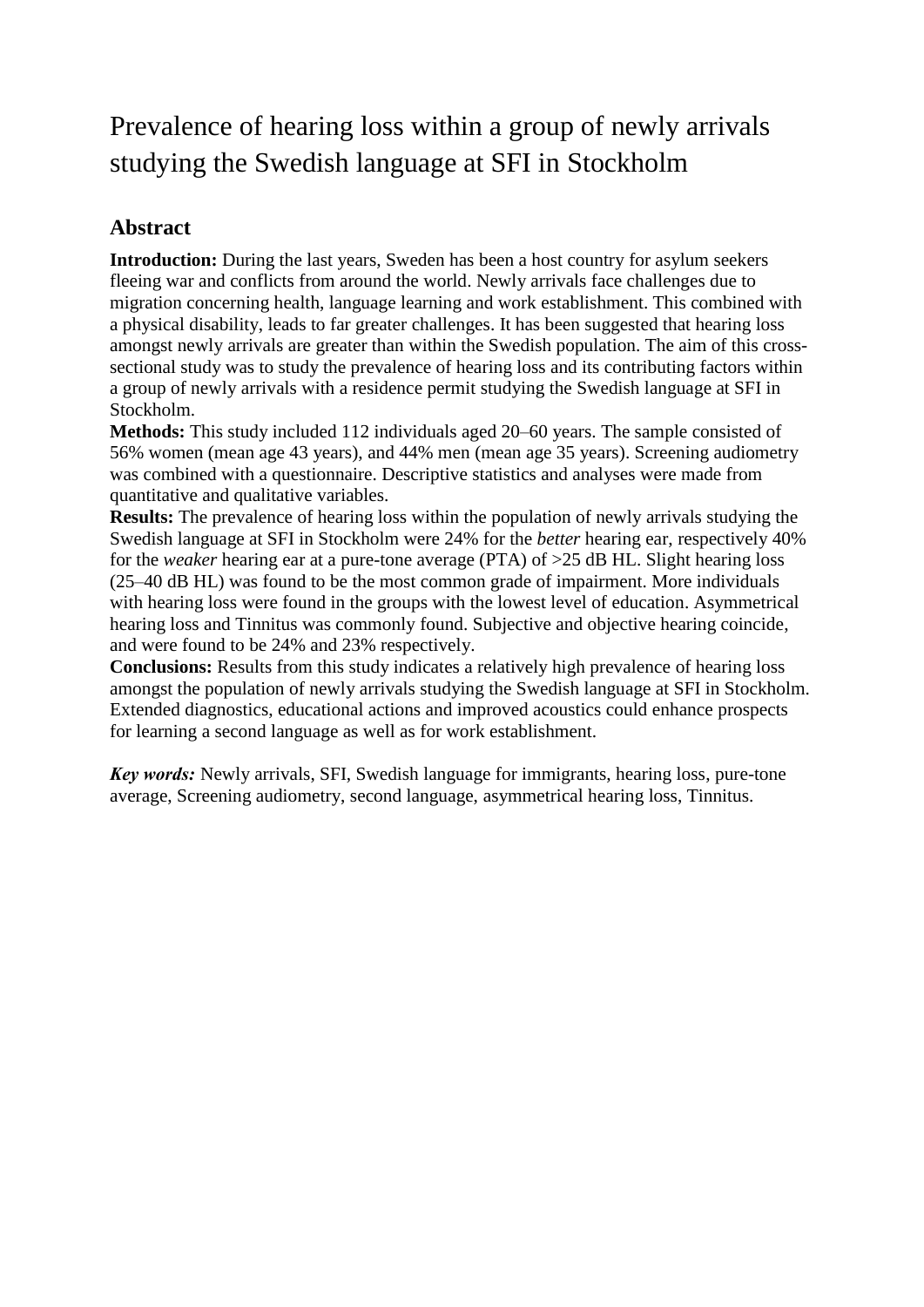# Prevalence of hearing loss within a group of newly arrivals studying the Swedish language at SFI in Stockholm

## Abstract

**Introduction:** During the last years, Sweden has been a host country for asylum seekers fleeing war and conflicts from around the world. Newly arrivals face challenges due to migration concerning health, language learning and work establishment. This combined with a physical disability, leads to far greater challenges. It has been suggested that hearing loss amongst newly arrivals are greater than within the Swedish population. The aim of this cross-sectional study was to study the prevalence of hearing loss and its contributing factors within a group of newly arrivals with a residence permit studying the Swedish language at SFI in Stockholm.

**Methods:** This study included 112 individuals aged 20–60 years. The sample consisted of 56% women (mean age 43 years), and 44% men (mean age 35 years). Screening audiometry was combined with a questionnaire. Descriptive statistics and analyses were made from quantitative and qualitative variables.

**Results:** The prevalence of hearing loss within the population of newly arrivals studying the Swedish language at SFI in Stockholm were 24% for the *better* hearing ear, respectively 40% for the *weaker* hearing ear at a pure-tone average (PTA) of >25 dB HL. Slight hearing loss (25–40 dB HL) was found to be the most common grade of impairment. More individuals with hearing loss were found in the groups with the lowest level of education. Asymmetrical hearing loss and Tinnitus was commonly found. Subjective and objective hearing coincide, and were found to be 24% and 23% respectively.

**Conclusions:** Results from this study indicates a relatively high prevalence of hearing loss amongst the population of newly arrivals studying the Swedish language at SFI in Stockholm. Extended diagnostics, educational actions and improved acoustics could enhance prospects for learning a second language as well as for work establishment.

***Key words:*** Newly arrivals, SFI, Swedish language for immigrants, hearing loss, pure-tone average, Screening audiometry, second language, asymmetrical hearing loss, Tinnitus.